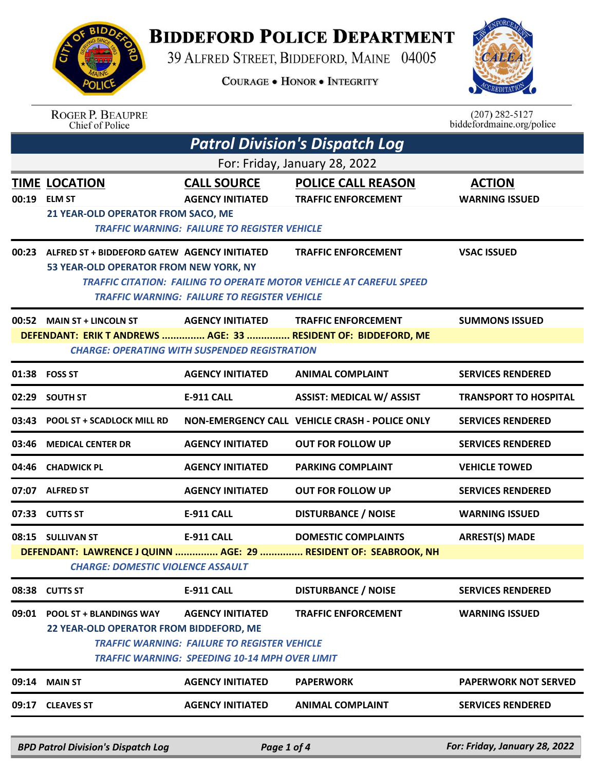# BIDDEFORD POLICE DEPARTMENT

39 ALFRED STREET, BIDDEFORD, MAINE 04005

COURAGE • HONOR • INTEGRITY

ROGER P. BEAUPRE
Chief of Police

(207) 282-5127
biddefordmaine.org/police

## *Patrol Division's Dispatch Log*

For: Friday, January 28, 2022

| TIME | LOCATION | CALL SOURCE | POLICE CALL REASON | ACTION |
|---|---|---|---|---|
| 00:19 | ELM ST | AGENCY INITIATED | TRAFFIC ENFORCEMENT | WARNING ISSUED |
| | 21 YEAR-OLD OPERATOR FROM SACO, ME<br>*TRAFFIC WARNING: FAILURE TO REGISTER VEHICLE* | | | |
| 00:23 | ALFRED ST + BIDDEFORD GATEW | AGENCY INITIATED | TRAFFIC ENFORCEMENT | VSAC ISSUED |
| | 53 YEAR-OLD OPERATOR FROM NEW YORK, NY<br>*TRAFFIC CITATION: FAILING TO OPERATE MOTOR VEHICLE AT CAREFUL SPEED*<br>*TRAFFIC WARNING: FAILURE TO REGISTER VEHICLE* | | | |
| 00:52 | MAIN ST + LINCOLN ST | AGENCY INITIATED | TRAFFIC ENFORCEMENT | SUMMONS ISSUED |
| | DEFENDANT: ERIK T ANDREWS ............... AGE: 33 ............... RESIDENT OF: BIDDEFORD, ME<br>*CHARGE: OPERATING WITH SUSPENDED REGISTRATION* | | | |
| 01:38 | FOSS ST | AGENCY INITIATED | ANIMAL COMPLAINT | SERVICES RENDERED |
| 02:29 | SOUTH ST | E-911 CALL | ASSIST: MEDICAL W/ ASSIST | TRANSPORT TO HOSPITAL |
| 03:43 | POOL ST + SCADLOCK MILL RD | NON-EMERGENCY CALL | VEHICLE CRASH - POLICE ONLY | SERVICES RENDERED |
| 03:46 | MEDICAL CENTER DR | AGENCY INITIATED | OUT FOR FOLLOW UP | SERVICES RENDERED |
| 04:46 | CHADWICK PL | AGENCY INITIATED | PARKING COMPLAINT | VEHICLE TOWED |
| 07:07 | ALFRED ST | AGENCY INITIATED | OUT FOR FOLLOW UP | SERVICES RENDERED |
| 07:33 | CUTTS ST | E-911 CALL | DISTURBANCE / NOISE | WARNING ISSUED |
| 08:15 | SULLIVAN ST | E-911 CALL | DOMESTIC COMPLAINTS | ARREST(S) MADE |
| | DEFENDANT: LAWRENCE J QUINN ............... AGE: 29 ............... RESIDENT OF: SEABROOK, NH<br>*CHARGE: DOMESTIC VIOLENCE ASSAULT* | | | |
| 08:38 | CUTTS ST | E-911 CALL | DISTURBANCE / NOISE | SERVICES RENDERED |
| 09:01 | POOL ST + BLANDINGS WAY | AGENCY INITIATED | TRAFFIC ENFORCEMENT | WARNING ISSUED |
| | 22 YEAR-OLD OPERATOR FROM BIDDEFORD, ME<br>*TRAFFIC WARNING: FAILURE TO REGISTER VEHICLE*<br>*TRAFFIC WARNING: SPEEDING 10-14 MPH OVER LIMIT* | | | |
| 09:14 | MAIN ST | AGENCY INITIATED | PAPERWORK | PAPERWORK NOT SERVED |
| 09:17 | CLEAVES ST | AGENCY INITIATED | ANIMAL COMPLAINT | SERVICES RENDERED |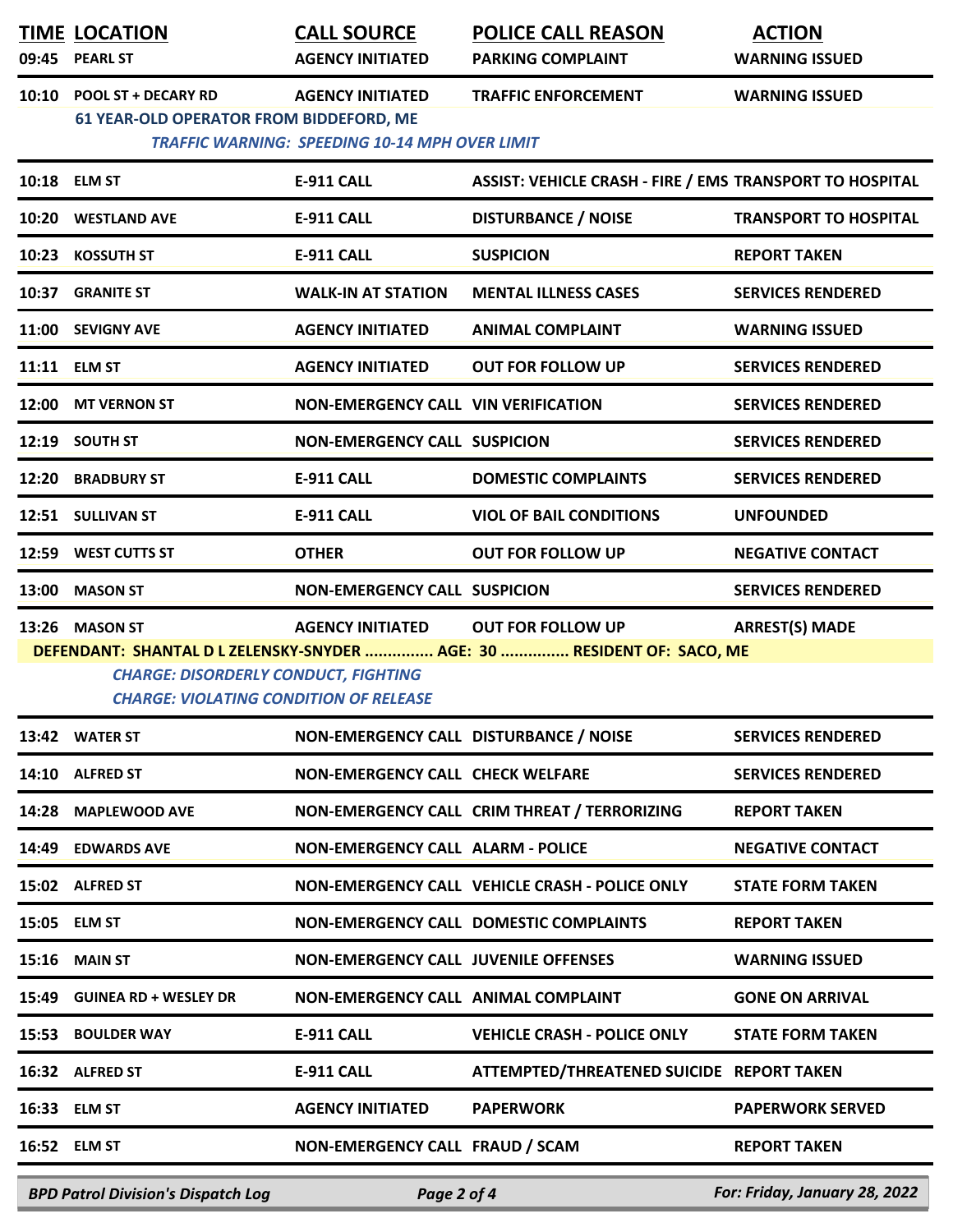| TIME | LOCATION | CALL SOURCE | POLICE CALL REASON | ACTION |
|---|---|---|---|---|
| 09:45 | PEARL ST | AGENCY INITIATED | PARKING COMPLAINT | WARNING ISSUED |
| 10:10 | POOL ST + DECARY RD | AGENCY INITIATED | TRAFFIC ENFORCEMENT | WARNING ISSUED |
| | 61 YEAR-OLD OPERATOR FROM BIDDEFORD, ME<br>*TRAFFIC WARNING: SPEEDING 10-14 MPH OVER LIMIT* | | | |
| 10:18 | ELM ST | E-911 CALL | ASSIST: VEHICLE CRASH - FIRE / EMS | TRANSPORT TO HOSPITAL |
| 10:20 | WESTLAND AVE | E-911 CALL | DISTURBANCE / NOISE | TRANSPORT TO HOSPITAL |
| 10:23 | KOSSUTH ST | E-911 CALL | SUSPICION | REPORT TAKEN |
| 10:37 | GRANITE ST | WALK-IN AT STATION | MENTAL ILLNESS CASES | SERVICES RENDERED |
| 11:00 | SEVIGNY AVE | AGENCY INITIATED | ANIMAL COMPLAINT | WARNING ISSUED |
| 11:11 | ELM ST | AGENCY INITIATED | OUT FOR FOLLOW UP | SERVICES RENDERED |
| 12:00 | MT VERNON ST | NON-EMERGENCY CALL | VIN VERIFICATION | SERVICES RENDERED |
| 12:19 | SOUTH ST | NON-EMERGENCY CALL | SUSPICION | SERVICES RENDERED |
| 12:20 | BRADBURY ST | E-911 CALL | DOMESTIC COMPLAINTS | SERVICES RENDERED |
| 12:51 | SULLIVAN ST | E-911 CALL | VIOL OF BAIL CONDITIONS | UNFOUNDED |
| 12:59 | WEST CUTTS ST | OTHER | OUT FOR FOLLOW UP | NEGATIVE CONTACT |
| 13:00 | MASON ST | NON-EMERGENCY CALL | SUSPICION | SERVICES RENDERED |
| 13:26 | MASON ST | AGENCY INITIATED | OUT FOR FOLLOW UP | ARREST(S) MADE |
| | DEFENDANT: SHANTAL D L ZELENSKY-SNYDER ............... AGE: 30 ............... RESIDENT OF: SACO, ME<br>*CHARGE: DISORDERLY CONDUCT, FIGHTING*<br>*CHARGE: VIOLATING CONDITION OF RELEASE* | | | |
| 13:42 | WATER ST | NON-EMERGENCY CALL | DISTURBANCE / NOISE | SERVICES RENDERED |
| 14:10 | ALFRED ST | NON-EMERGENCY CALL | CHECK WELFARE | SERVICES RENDERED |
| 14:28 | MAPLEWOOD AVE | NON-EMERGENCY CALL | CRIM THREAT / TERRORIZING | REPORT TAKEN |
| 14:49 | EDWARDS AVE | NON-EMERGENCY CALL | ALARM - POLICE | NEGATIVE CONTACT |
| 15:02 | ALFRED ST | NON-EMERGENCY CALL | VEHICLE CRASH - POLICE ONLY | STATE FORM TAKEN |
| 15:05 | ELM ST | NON-EMERGENCY CALL | DOMESTIC COMPLAINTS | REPORT TAKEN |
| 15:16 | MAIN ST | NON-EMERGENCY CALL | JUVENILE OFFENSES | WARNING ISSUED |
| 15:49 | GUINEA RD + WESLEY DR | NON-EMERGENCY CALL | ANIMAL COMPLAINT | GONE ON ARRIVAL |
| 15:53 | BOULDER WAY | E-911 CALL | VEHICLE CRASH - POLICE ONLY | STATE FORM TAKEN |
| 16:32 | ALFRED ST | E-911 CALL | ATTEMPTED/THREATENED SUICIDE | REPORT TAKEN |
| 16:33 | ELM ST | AGENCY INITIATED | PAPERWORK | PAPERWORK SERVED |
| 16:52 | ELM ST | NON-EMERGENCY CALL | FRAUD / SCAM | REPORT TAKEN |

*BPD Patrol Division's Dispatch Log* — *For: Friday, January 28, 2022*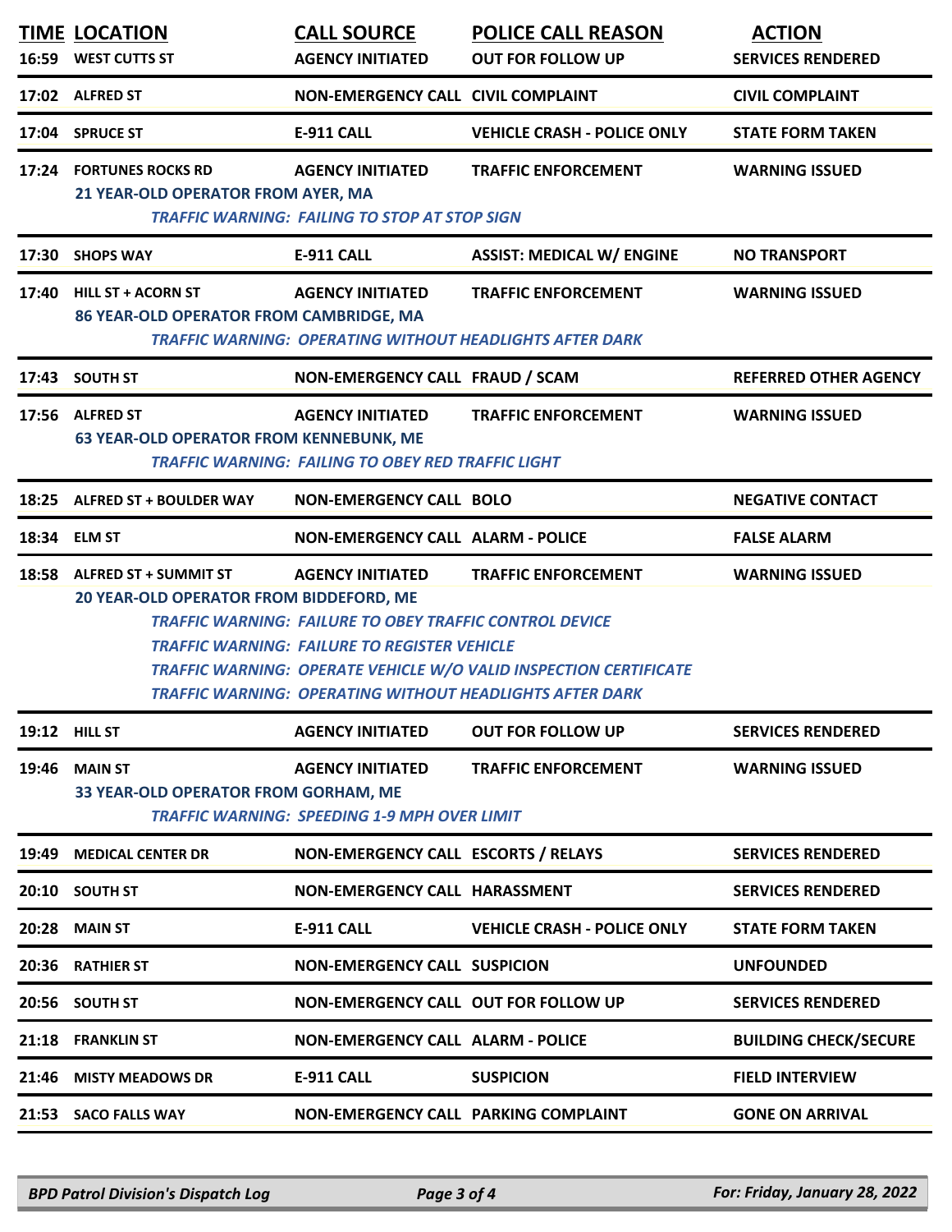| TIME | LOCATION | CALL SOURCE | POLICE CALL REASON | ACTION |
|---|---|---|---|---|
| 16:59 | WEST CUTTS ST | AGENCY INITIATED | OUT FOR FOLLOW UP | SERVICES RENDERED |
| 17:02 | ALFRED ST | NON-EMERGENCY CALL | CIVIL COMPLAINT | CIVIL COMPLAINT |
| 17:04 | SPRUCE ST | E-911 CALL | VEHICLE CRASH - POLICE ONLY | STATE FORM TAKEN |
| 17:24 | FORTUNES ROCKS RD | AGENCY INITIATED | TRAFFIC ENFORCEMENT | WARNING ISSUED |
| | 21 YEAR-OLD OPERATOR FROM AYER, MA<br>*TRAFFIC WARNING: FAILING TO STOP AT STOP SIGN* | | | |
| 17:30 | SHOPS WAY | E-911 CALL | ASSIST: MEDICAL W/ ENGINE | NO TRANSPORT |
| 17:40 | HILL ST + ACORN ST | AGENCY INITIATED | TRAFFIC ENFORCEMENT | WARNING ISSUED |
| | 86 YEAR-OLD OPERATOR FROM CAMBRIDGE, MA<br>*TRAFFIC WARNING: OPERATING WITHOUT HEADLIGHTS AFTER DARK* | | | |
| 17:43 | SOUTH ST | NON-EMERGENCY CALL | FRAUD / SCAM | REFERRED OTHER AGENCY |
| 17:56 | ALFRED ST | AGENCY INITIATED | TRAFFIC ENFORCEMENT | WARNING ISSUED |
| | 63 YEAR-OLD OPERATOR FROM KENNEBUNK, ME<br>*TRAFFIC WARNING: FAILING TO OBEY RED TRAFFIC LIGHT* | | | |
| 18:25 | ALFRED ST + BOULDER WAY | NON-EMERGENCY CALL | BOLO | NEGATIVE CONTACT |
| 18:34 | ELM ST | NON-EMERGENCY CALL | ALARM - POLICE | FALSE ALARM |
| 18:58 | ALFRED ST + SUMMIT ST | AGENCY INITIATED | TRAFFIC ENFORCEMENT | WARNING ISSUED |
| | 20 YEAR-OLD OPERATOR FROM BIDDEFORD, ME<br>*TRAFFIC WARNING: FAILURE TO OBEY TRAFFIC CONTROL DEVICE*<br>*TRAFFIC WARNING: FAILURE TO REGISTER VEHICLE*<br>*TRAFFIC WARNING: OPERATE VEHICLE W/O VALID INSPECTION CERTIFICATE*<br>*TRAFFIC WARNING: OPERATING WITHOUT HEADLIGHTS AFTER DARK* | | | |
| 19:12 | HILL ST | AGENCY INITIATED | OUT FOR FOLLOW UP | SERVICES RENDERED |
| 19:46 | MAIN ST | AGENCY INITIATED | TRAFFIC ENFORCEMENT | WARNING ISSUED |
| | 33 YEAR-OLD OPERATOR FROM GORHAM, ME<br>*TRAFFIC WARNING: SPEEDING 1-9 MPH OVER LIMIT* | | | |
| 19:49 | MEDICAL CENTER DR | NON-EMERGENCY CALL | ESCORTS / RELAYS | SERVICES RENDERED |
| 20:10 | SOUTH ST | NON-EMERGENCY CALL | HARASSMENT | SERVICES RENDERED |
| 20:28 | MAIN ST | E-911 CALL | VEHICLE CRASH - POLICE ONLY | STATE FORM TAKEN |
| 20:36 | RATHIER ST | NON-EMERGENCY CALL | SUSPICION | UNFOUNDED |
| 20:56 | SOUTH ST | NON-EMERGENCY CALL | OUT FOR FOLLOW UP | SERVICES RENDERED |
| 21:18 | FRANKLIN ST | NON-EMERGENCY CALL | ALARM - POLICE | BUILDING CHECK/SECURE |
| 21:46 | MISTY MEADOWS DR | E-911 CALL | SUSPICION | FIELD INTERVIEW |
| 21:53 | SACO FALLS WAY | NON-EMERGENCY CALL | PARKING COMPLAINT | GONE ON ARRIVAL |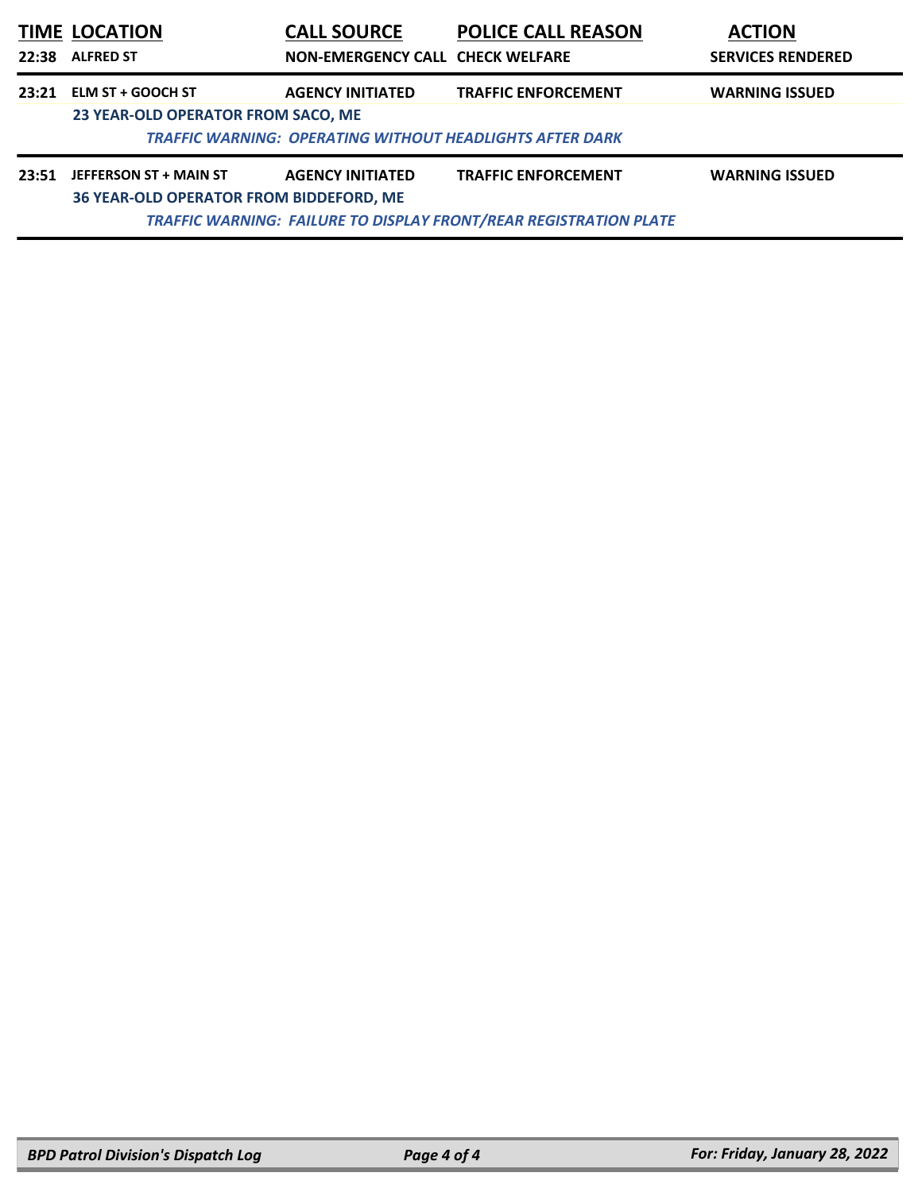| TIME | LOCATION | CALL SOURCE | POLICE CALL REASON | ACTION |
|---|---|---|---|---|
| 22:38 | ALFRED ST | NON-EMERGENCY CALL | CHECK WELFARE | SERVICES RENDERED |
| 23:21 | ELM ST + GOOCH ST | AGENCY INITIATED | TRAFFIC ENFORCEMENT | WARNING ISSUED |
| | 23 YEAR-OLD OPERATOR FROM SACO, ME | | | |
| | | *TRAFFIC WARNING: OPERATING WITHOUT HEADLIGHTS AFTER DARK* | | |
| 23:51 | JEFFERSON ST + MAIN ST | AGENCY INITIATED | TRAFFIC ENFORCEMENT | WARNING ISSUED |
| | 36 YEAR-OLD OPERATOR FROM BIDDEFORD, ME | | | |
| | | *TRAFFIC WARNING: FAILURE TO DISPLAY FRONT/REAR REGISTRATION PLATE* | | |